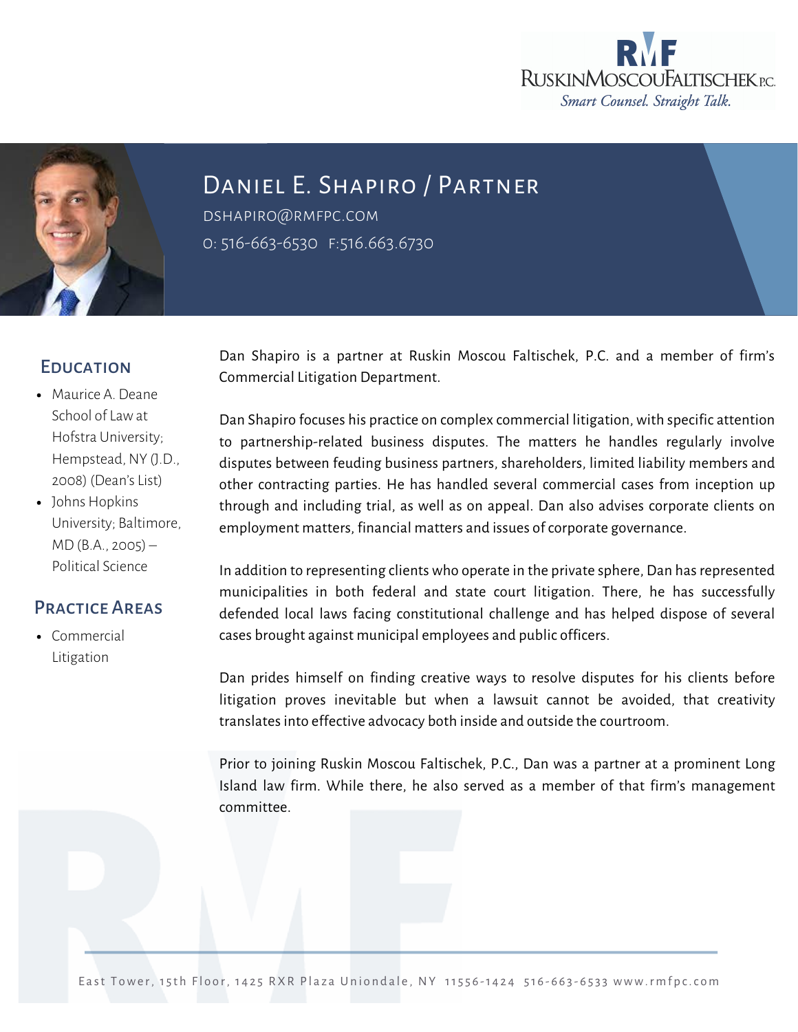RMF
RuskinMoscouFaltischek P.C.
*Smart Counsel. Straight Talk.*

# Daniel E. Shapiro / Partner

DSHAPIRO@RMFPC.COM

O: 516-663-6530   F:516.663.6730

## Education

- Maurice A. Deane School of Law at Hofstra University; Hempstead, NY (J.D., 2008) (Dean's List)
- Johns Hopkins University; Baltimore, MD (B.A., 2005) – Political Science

## Practice Areas

- Commercial Litigation

Dan Shapiro is a partner at Ruskin Moscou Faltischek, P.C. and a member of firm's Commercial Litigation Department.

Dan Shapiro focuses his practice on complex commercial litigation, with specific attention to partnership-related business disputes. The matters he handles regularly involve disputes between feuding business partners, shareholders, limited liability members and other contracting parties. He has handled several commercial cases from inception up through and including trial, as well as on appeal. Dan also advises corporate clients on employment matters, financial matters and issues of corporate governance.

In addition to representing clients who operate in the private sphere, Dan has represented municipalities in both federal and state court litigation. There, he has successfully defended local laws facing constitutional challenge and has helped dispose of several cases brought against municipal employees and public officers.

Dan prides himself on finding creative ways to resolve disputes for his clients before litigation proves inevitable but when a lawsuit cannot be avoided, that creativity translates into effective advocacy both inside and outside the courtroom.

Prior to joining Ruskin Moscou Faltischek, P.C., Dan was a partner at a prominent Long Island law firm. While there, he also served as a member of that firm's management committee.

East Tower, 15th Floor, 1425 RXR Plaza Uniondale, NY 11556-1424 516-663-6533 www.rmfpc.com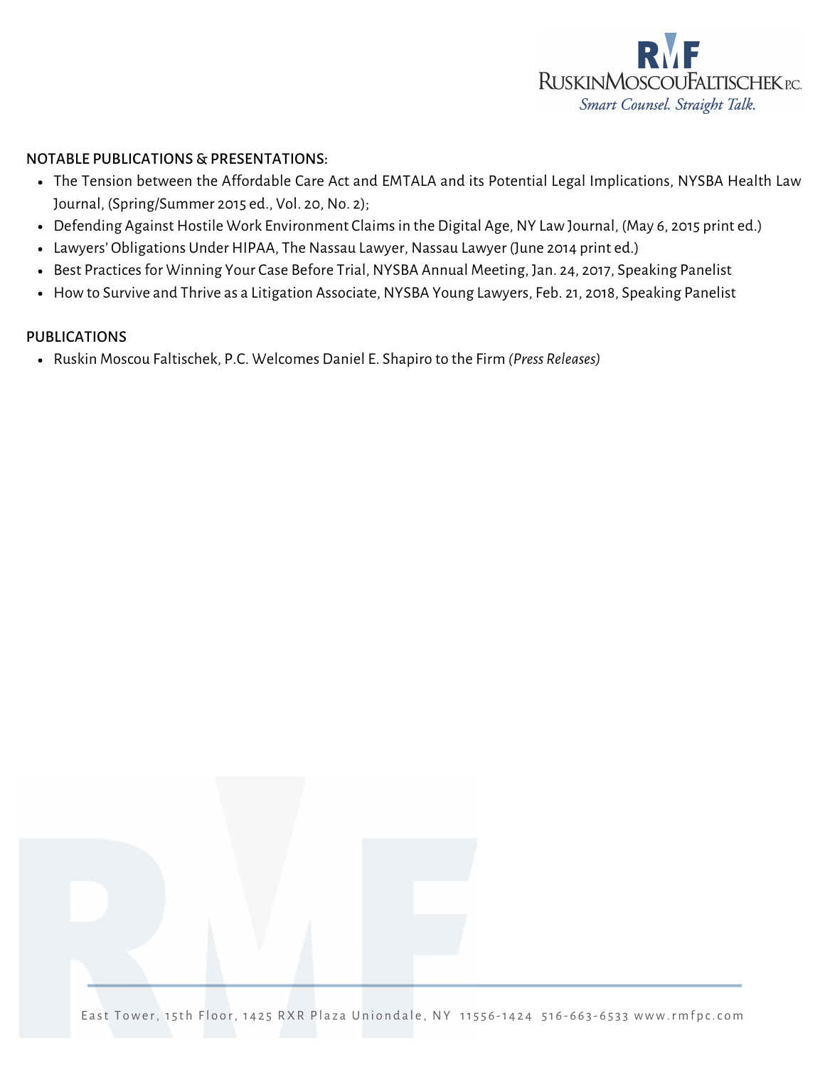## NOTABLE PUBLICATIONS & PRESENTATIONS:

- The Tension between the Affordable Care Act and EMTALA and its Potential Legal Implications, NYSBA Health Law Journal, (Spring/Summer 2015 ed., Vol. 20, No. 2);
- Defending Against Hostile Work Environment Claims in the Digital Age, NY Law Journal, (May 6, 2015 print ed.)
- Lawyers' Obligations Under HIPAA, The Nassau Lawyer, Nassau Lawyer (June 2014 print ed.)
- Best Practices for Winning Your Case Before Trial, NYSBA Annual Meeting, Jan. 24, 2017, Speaking Panelist
- How to Survive and Thrive as a Litigation Associate, NYSBA Young Lawyers, Feb. 21, 2018, Speaking Panelist

## PUBLICATIONS

- Ruskin Moscou Faltischek, P.C. Welcomes Daniel E. Shapiro to the Firm *(Press Releases)*